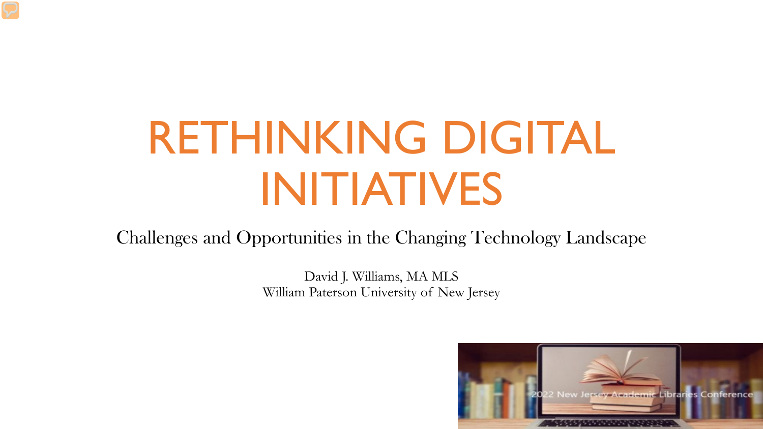# RETHINKING DIGITAL INITIATIVES

## Challenges and Opportunities in the Changing Technology Landscape

David J. Williams, MA MLS
William Paterson University of New Jersey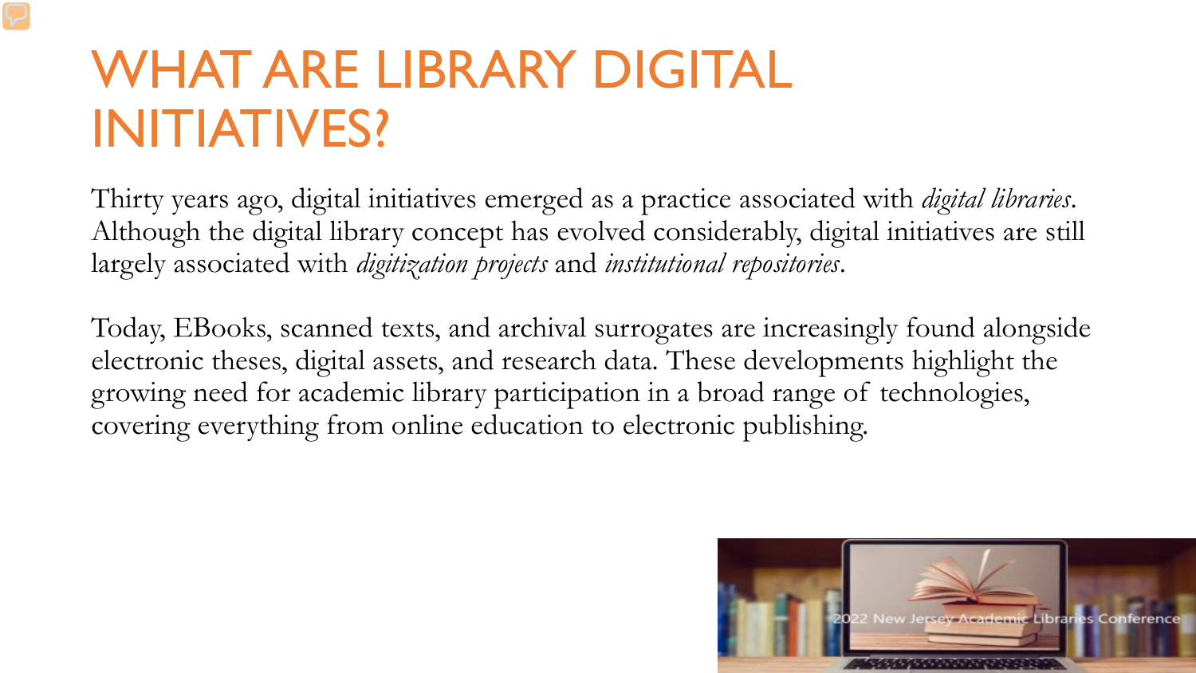# WHAT ARE LIBRARY DIGITAL INITIATIVES?

Thirty years ago, digital initiatives emerged as a practice associated with *digital libraries*. Although the digital library concept has evolved considerably, digital initiatives are still largely associated with *digitization projects* and *institutional repositories*.

Today, EBooks, scanned texts, and archival surrogates are increasingly found alongside electronic theses, digital assets, and research data. These developments highlight the growing need for academic library participation in a broad range of technologies, covering everything from online education to electronic publishing.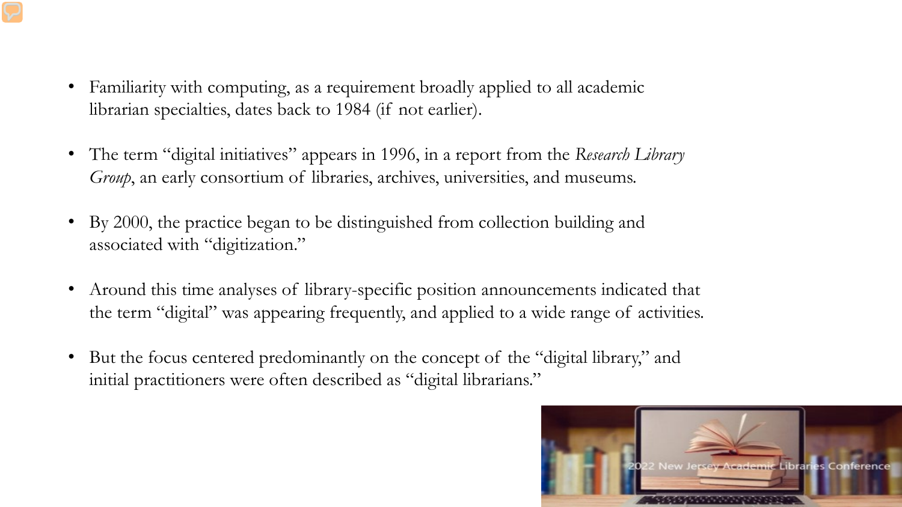- Familiarity with computing, as a requirement broadly applied to all academic librarian specialties, dates back to 1984 (if not earlier).
- The term "digital initiatives" appears in 1996, in a report from the *Research Library Group*, an early consortium of libraries, archives, universities, and museums.
- By 2000, the practice began to be distinguished from collection building and associated with "digitization."
- Around this time analyses of library-specific position announcements indicated that the term "digital" was appearing frequently, and applied to a wide range of activities.
- But the focus centered predominantly on the concept of the "digital library," and initial practitioners were often described as "digital librarians."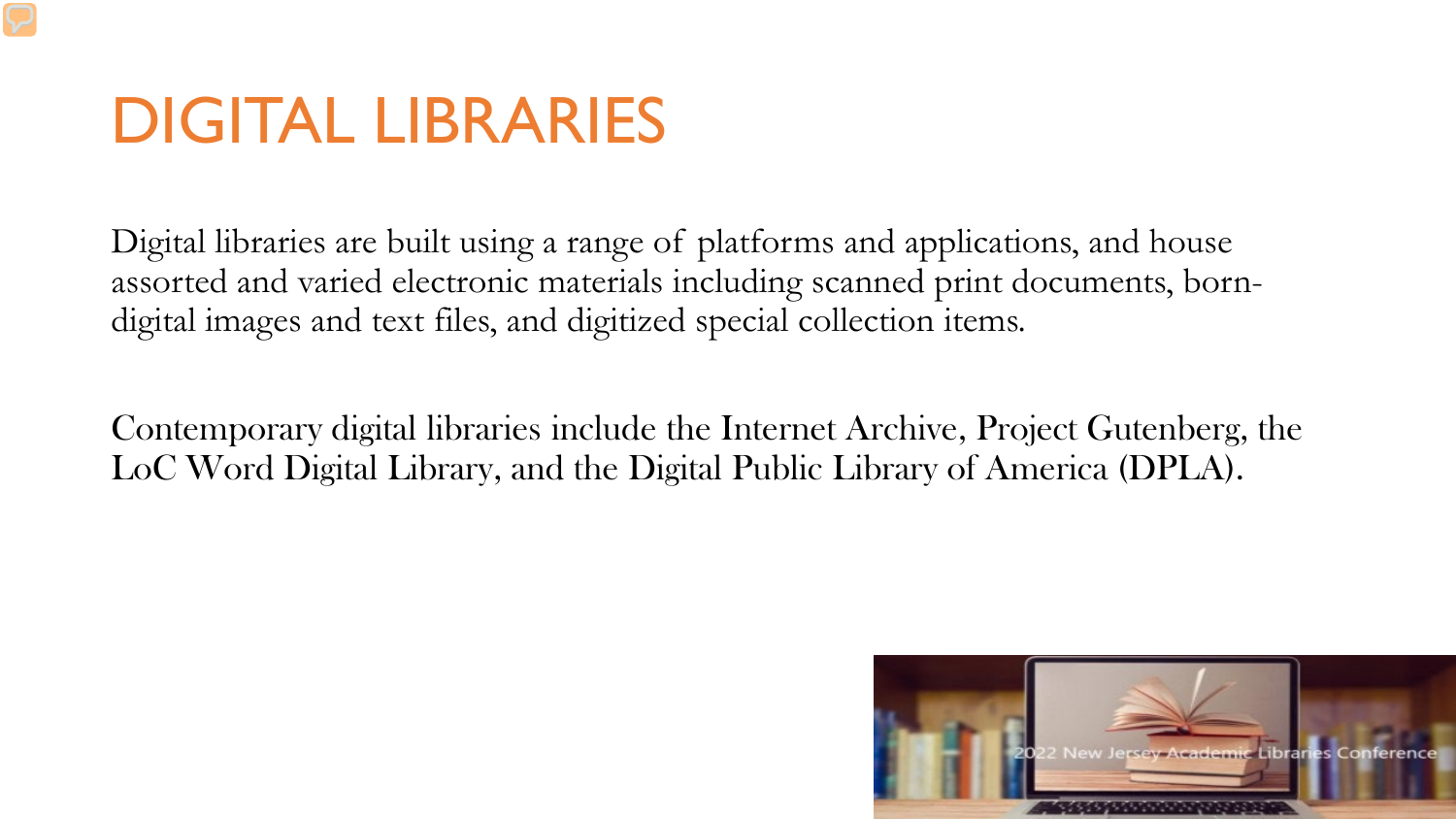# DIGITAL LIBRARIES

Digital libraries are built using a range of platforms and applications, and house assorted and varied electronic materials including scanned print documents, born-digital images and text files, and digitized special collection items.

Contemporary digital libraries include the Internet Archive, Project Gutenberg, the LoC Word Digital Library, and the Digital Public Library of America (DPLA).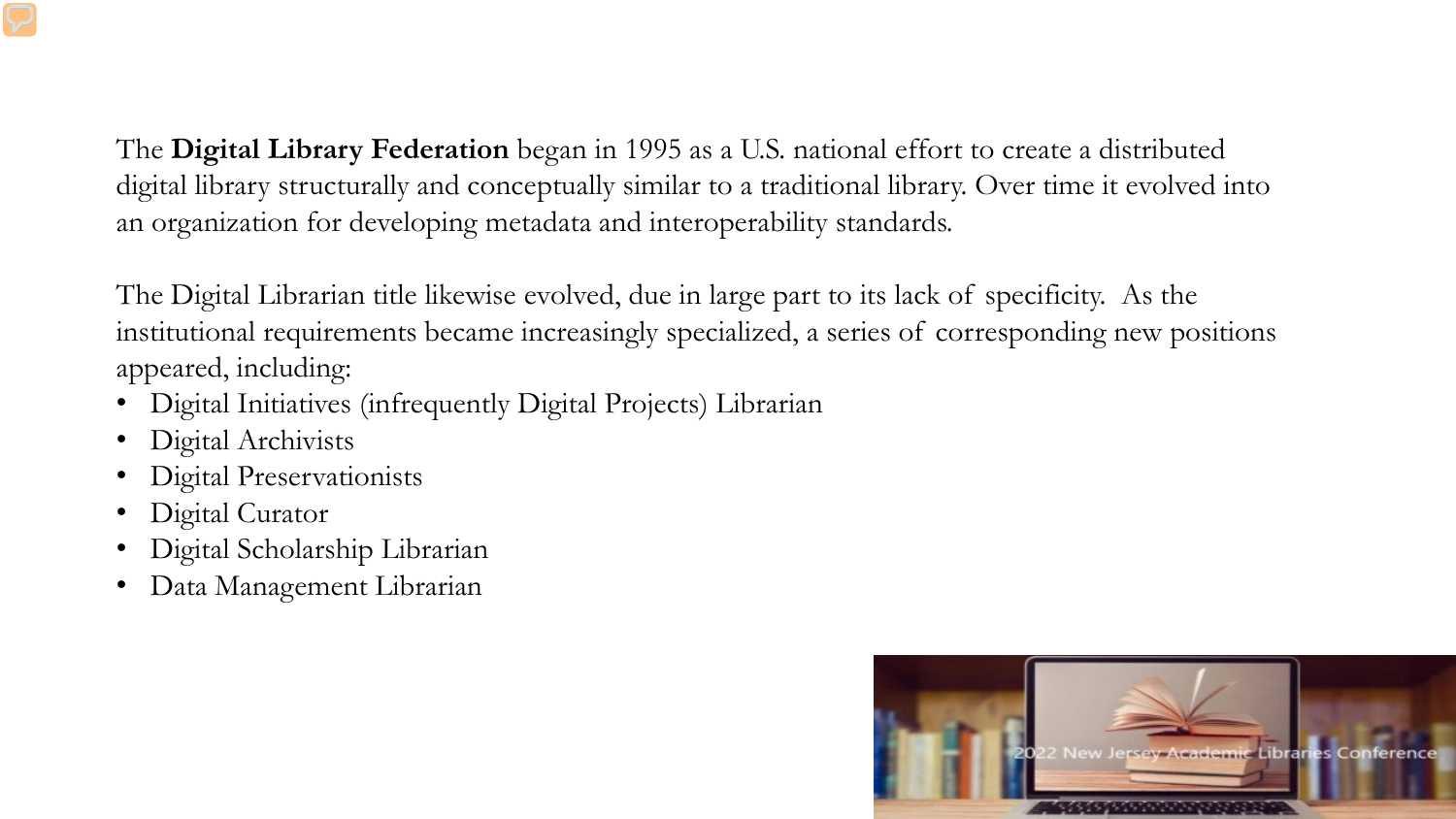The **Digital Library Federation** began in 1995 as a U.S. national effort to create a distributed digital library structurally and conceptually similar to a traditional library. Over time it evolved into an organization for developing metadata and interoperability standards.

The Digital Librarian title likewise evolved, due in large part to its lack of specificity. As the institutional requirements became increasingly specialized, a series of corresponding new positions appeared, including:

- Digital Initiatives (infrequently Digital Projects) Librarian
- Digital Archivists
- Digital Preservationists
- Digital Curator
- Digital Scholarship Librarian
- Data Management Librarian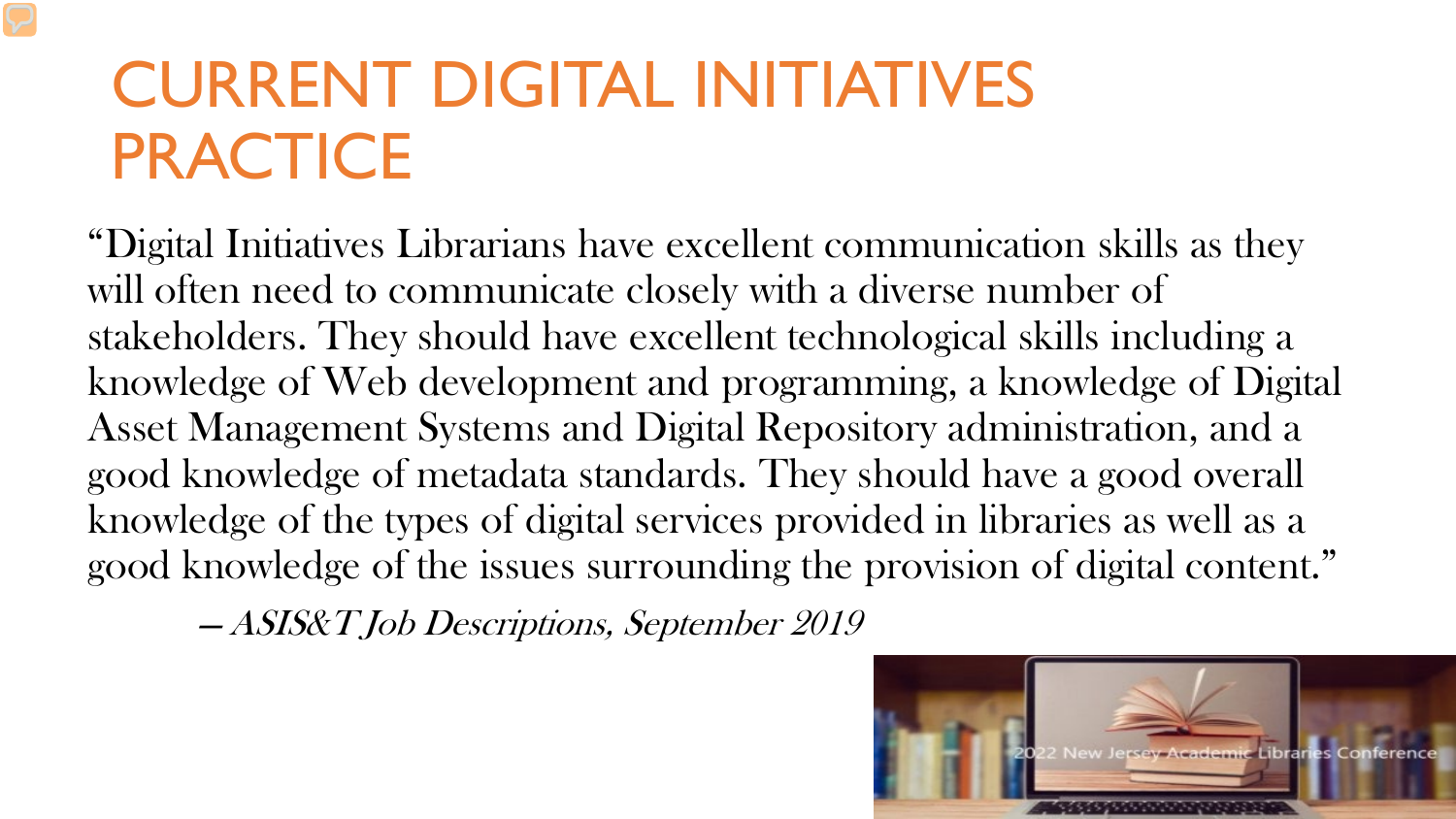# CURRENT DIGITAL INITIATIVES PRACTICE

"Digital Initiatives Librarians have excellent communication skills as they will often need to communicate closely with a diverse number of stakeholders. They should have excellent technological skills including a knowledge of Web development and programming, a knowledge of Digital Asset Management Systems and Digital Repository administration, and a good knowledge of metadata standards. They should have a good overall knowledge of the types of digital services provided in libraries as well as a good knowledge of the issues surrounding the provision of digital content."

– *ASIS&T Job Descriptions, September 2019*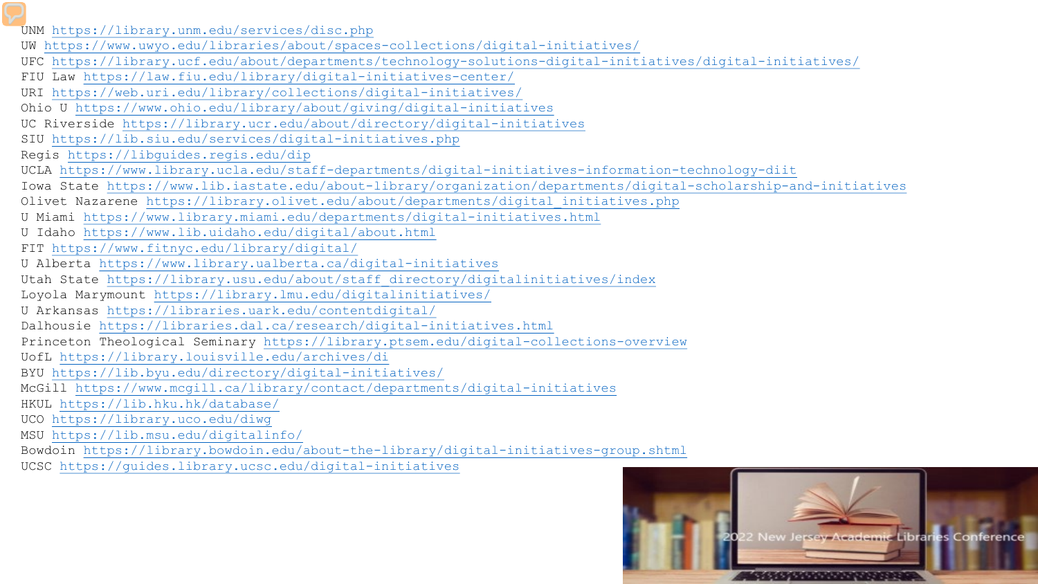UNM https://library.unm.edu/services/disc.php
UW https://www.uwyo.edu/libraries/about/spaces-collections/digital-initiatives/
UFC https://library.ucf.edu/about/departments/technology-solutions-digital-initiatives/digital-initiatives/
FIU Law https://law.fiu.edu/library/digital-initiatives-center/
URI https://web.uri.edu/library/collections/digital-initiatives/
Ohio U https://www.ohio.edu/library/about/giving/digital-initiatives
UC Riverside https://library.ucr.edu/about/directory/digital-initiatives
SIU https://lib.siu.edu/services/digital-initiatives.php
Regis https://libguides.regis.edu/dip
UCLA https://www.library.ucla.edu/staff-departments/digital-initiatives-information-technology-diit
Iowa State https://www.lib.iastate.edu/about-library/organization/departments/digital-scholarship-and-initiatives
Olivet Nazarene https://library.olivet.edu/about/departments/digital_initiatives.php
U Miami https://www.library.miami.edu/departments/digital-initiatives.html
U Idaho https://www.lib.uidaho.edu/digital/about.html
FIT https://www.fitnyc.edu/library/digital/
U Alberta https://www.library.ualberta.ca/digital-initiatives
Utah State https://library.usu.edu/about/staff_directory/digitalinitiatives/index
Loyola Marymount https://library.lmu.edu/digitalinitiatives/
U Arkansas https://libraries.uark.edu/contentdigital/
Dalhousie https://libraries.dal.ca/research/digital-initiatives.html
Princeton Theological Seminary https://library.ptsem.edu/digital-collections-overview
UofL https://library.louisville.edu/archives/di
BYU https://lib.byu.edu/directory/digital-initiatives/
McGill https://www.mcgill.ca/library/contact/departments/digital-initiatives
HKUL https://lib.hku.hk/database/
UCO https://library.uco.edu/diwg
MSU https://lib.msu.edu/digitalinfo/
Bowdoin https://library.bowdoin.edu/about-the-library/digital-initiatives-group.shtml
UCSC https://guides.library.ucsc.edu/digital-initiatives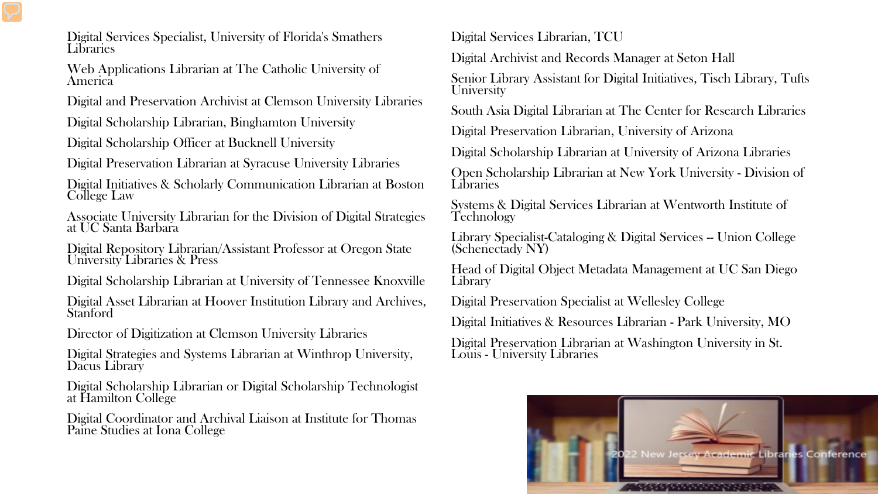- Digital Services Specialist, University of Florida's Smathers Libraries
- Web Applications Librarian at The Catholic University of America
- Digital and Preservation Archivist at Clemson University Libraries
- Digital Scholarship Librarian, Binghamton University
- Digital Scholarship Officer at Bucknell University
- Digital Preservation Librarian at Syracuse University Libraries
- Digital Initiatives & Scholarly Communication Librarian at Boston College Law
- Associate University Librarian for the Division of Digital Strategies at UC Santa Barbara
- Digital Repository Librarian/Assistant Professor at Oregon State University Libraries & Press
- Digital Scholarship Librarian at University of Tennessee Knoxville
- Digital Asset Librarian at Hoover Institution Library and Archives, Stanford
- Director of Digitization at Clemson University Libraries
- Digital Strategies and Systems Librarian at Winthrop University, Dacus Library
- Digital Scholarship Librarian or Digital Scholarship Technologist at Hamilton College
- Digital Coordinator and Archival Liaison at Institute for Thomas Paine Studies at Iona College
- Digital Services Librarian, TCU
- Digital Archivist and Records Manager at Seton Hall
- Senior Library Assistant for Digital Initiatives, Tisch Library, Tufts University
- South Asia Digital Librarian at The Center for Research Libraries
- Digital Preservation Librarian, University of Arizona
- Digital Scholarship Librarian at University of Arizona Libraries
- Open Scholarship Librarian at New York University - Division of Libraries
- Systems & Digital Services Librarian at Wentworth Institute of Technology
- Library Specialist-Cataloging & Digital Services -- Union College (Schenectady NY)
- Head of Digital Object Metadata Management at UC San Diego Library
- Digital Preservation Specialist at Wellesley College
- Digital Initiatives & Resources Librarian - Park University, MO
- Digital Preservation Librarian at Washington University in St. Louis - University Libraries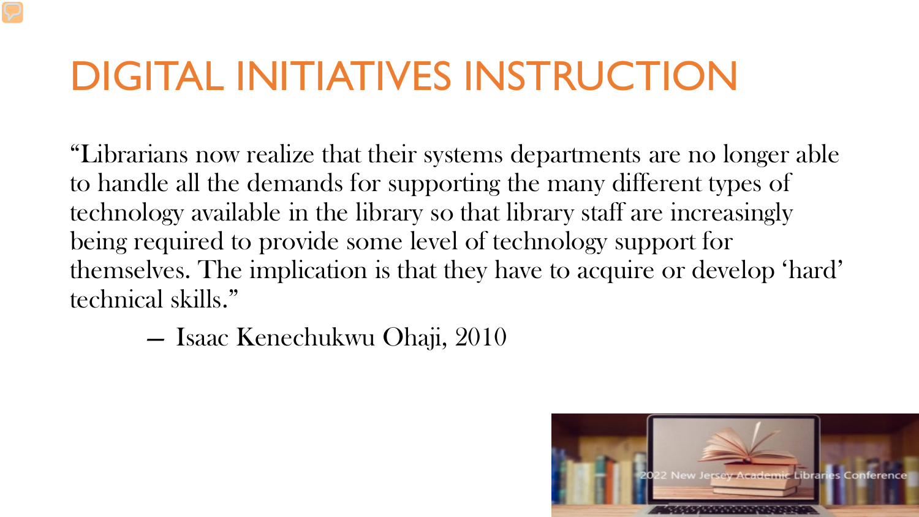# DIGITAL INITIATIVES INSTRUCTION

"Librarians now realize that their systems departments are no longer able to handle all the demands for supporting the many different types of technology available in the library so that library staff are increasingly being required to provide some level of technology support for themselves. The implication is that they have to acquire or develop 'hard' technical skills."

— Isaac Kenechukwu Ohaji, 2010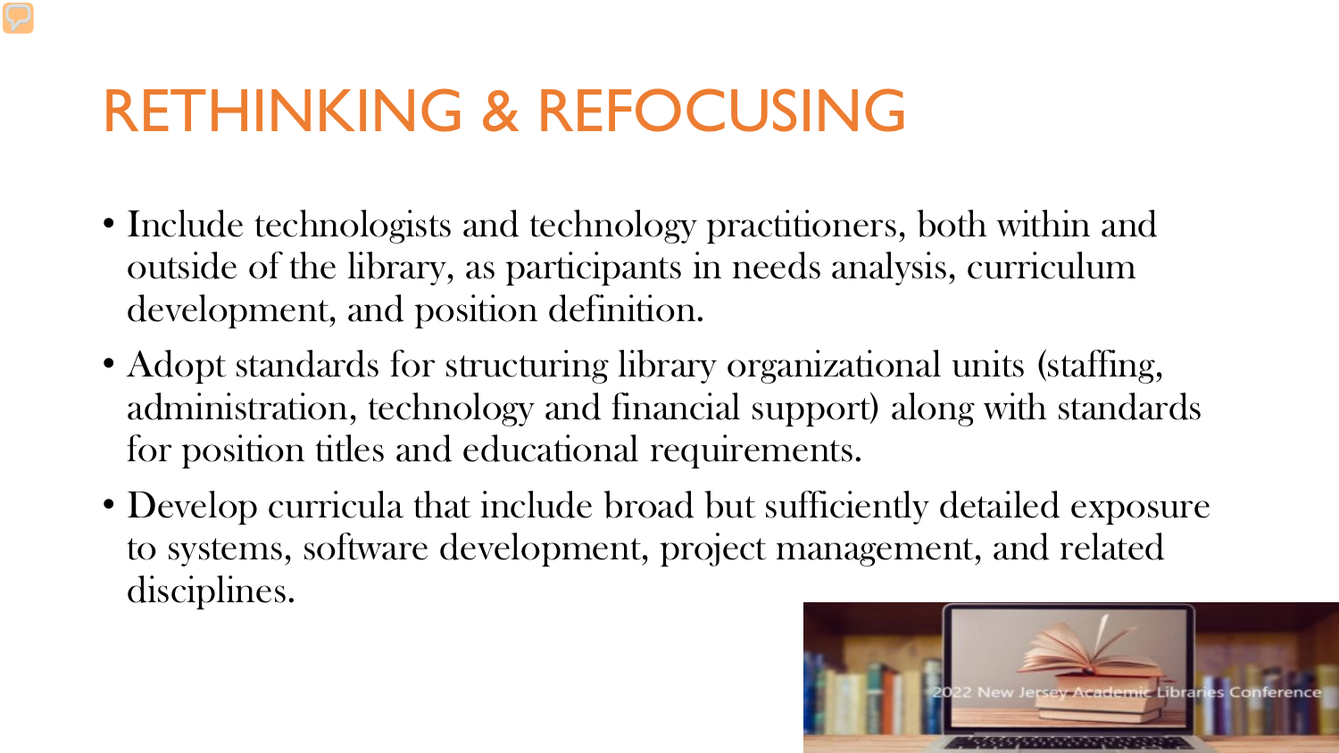# RETHINKING & REFOCUSING

- Include technologists and technology practitioners, both within and outside of the library, as participants in needs analysis, curriculum development, and position definition.
- Adopt standards for structuring library organizational units (staffing, administration, technology and financial support) along with standards for position titles and educational requirements.
- Develop curricula that include broad but sufficiently detailed exposure to systems, software development, project management, and related disciplines.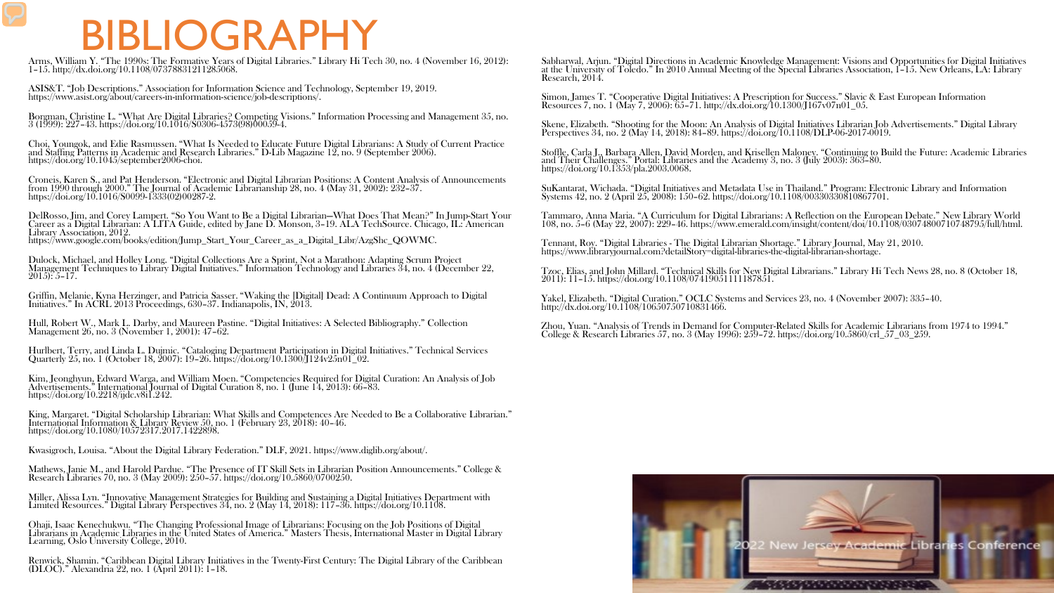# BIBLIOGRAPHY

Arms, William Y. "The 1990s: The Formative Years of Digital Libraries." Library Hi Tech 30, no. 4 (November 16, 2012): 1–15. http://dx.doi.org/10.1108/07378831211285068.

ASIS&T. "Job Descriptions." Association for Information Science and Technology, September 19, 2019. https://www.asist.org/about/careers-in-information-science/job-descriptions/.

Borgman, Christine L. "What Are Digital Libraries? Competing Visions." Information Processing and Management 35, no. 3 (1999): 227–43. https://doi.org/10.1016/S0306-4573(98)00059-4.

Choi, Youngok, and Edie Rasmussen. "What Is Needed to Educate Future Digital Librarians: A Study of Current Practice and Staffing Patterns in Academic and Research Libraries." D-Lib Magazine 12, no. 9 (September 2006). https://doi.org/10.1045/september2006-choi.

Croneis, Karen S., and Pat Henderson. "Electronic and Digital Librarian Positions: A Content Analysis of Announcements from 1990 through 2000." The Journal of Academic Librarianship 28, no. 4 (May 31, 2002): 232–37. https://doi.org/10.1016/S0099-1333(02)00287-2.

DelRosso, Jim, and Corey Lampert. "So You Want to Be a Digital Librarian—What Does That Mean?" In Jump-Start Your Career as a Digital Librarian: A LITA Guide, edited by Jane D. Monson, 3–19. ALA TechSource. Chicago, IL: American Library Association, 2012. https://www.google.com/books/edition/Jump_Start_Your_Career_as_a_Digital_Libr/AzgShc_QOWMC.

Dulock, Michael, and Holley Long. "Digital Collections Are a Sprint, Not a Marathon: Adapting Scrum Project Management Techniques to Library Digital Initiatives." Information Technology and Libraries 34, no. 4 (December 22, 2015): 5–17.

Griffin, Melanie, Kyna Herzinger, and Patricia Sasser. "Waking the [Digital] Dead: A Continuum Approach to Digital Initiatives." In ACRL 2013 Proceedings, 630–37. Indianapolis, IN, 2013.

Hull, Robert W., Mark L. Darby, and Maureen Pastine. "Digital Initiatives: A Selected Bibliography." Collection Management 26, no. 3 (November 1, 2001): 47–62.

Hurlbert, Terry, and Linda L. Dujmic. "Cataloging Department Participation in Digital Initiatives." Technical Services Quarterly 25, no. 1 (October 18, 2007): 19–26. https://doi.org/10.1300/J124v25n01_02.

Kim, Jeonghyun, Edward Warga, and William Moen. "Competencies Required for Digital Curation: An Analysis of Job Advertisements." International Journal of Digital Curation 8, no. 1 (June 14, 2013): 66–83. https://doi.org/10.2218/ijdc.v8i1.242.

King, Margaret. "Digital Scholarship Librarian: What Skills and Competences Are Needed to Be a Collaborative Librarian." International Information & Library Review 50, no. 1 (February 23, 2018): 40–46. https://doi.org/10.1080/10572317.2017.1422898.

Kwasigroch, Louisa. "About the Digital Library Federation." DLF, 2021. https://www.diglib.org/about/.

Mathews, Janie M., and Harold Pardue. "The Presence of IT Skill Sets in Librarian Position Announcements." College & Research Libraries 70, no. 3 (May 2009): 250–57. https://doi.org/10.5860/0700250.

Miller, Alissa Lyn. "Innovative Management Strategies for Building and Sustaining a Digital Initiatives Department with Limited Resources." Digital Library Perspectives 34, no. 2 (May 14, 2018): 117–36. https://doi.org/10.1108.

Ohaji, Isaac Kenechukwu. "The Changing Professional Image of Librarians: Focusing on the Job Positions of Digital Librarians in Academic Libraries in the United States of America." Masters Thesis, International Master in Digital Library Learning, Oslo University College, 2010.

Renwick, Shamin. "Caribbean Digital Library Initiatives in the Twenty-First Century: The Digital Library of the Caribbean (DLOC)." Alexandria 22, no. 1 (April 2011): 1–18.

Sabharwal, Arjun. "Digital Directions in Academic Knowledge Management: Visions and Opportunities for Digital Initiatives at the University of Toledo." In 2010 Annual Meeting of the Special Libraries Association, 1–15. New Orleans, LA: Library Research, 2014.

Simon, James T. "Cooperative Digital Initiatives: A Prescription for Success." Slavic & East European Information Resources 7, no. 1 (May 7, 2006): 65–71. http://dx.doi.org/10.1300/J167v07n01_05.

Skene, Elizabeth. "Shooting for the Moon: An Analysis of Digital Initiatives Librarian Job Advertisements." Digital Library Perspectives 34, no. 2 (May 14, 2018): 84–89. https://doi.org/10.1108/DLP-06-2017-0019.

Stoffle, Carla J., Barbara Allen, David Morden, and Krisellen Maloney. "Continuing to Build the Future: Academic Libraries and Their Challenges." Portal: Libraries and the Academy 3, no. 3 (July 2003): 363–80. https://doi.org/10.1353/pla.2003.0068.

SuKantarat, Wichada. "Digital Initiatives and Metadata Use in Thailand." Program: Electronic Library and Information Systems 42, no. 2 (April 25, 2008): 150–62. https://doi.org/10.1108/00330330810867701.

Tammaro, Anna Maria. "A Curriculum for Digital Librarians: A Reflection on the European Debate." New Library World 108, no. 5–6 (May 22, 2007): 229–46. https://www.emerald.com/insight/content/doi/10.1108/03074800710748795/full/html.

Tennant, Roy. "Digital Libraries - The Digital Librarian Shortage." Library Journal, May 21, 2010. https://www.libraryjournal.com?detailStory=digital-libraries-the-digital-librarian-shortage.

Tzoc, Elias, and John Millard. "Technical Skills for New Digital Librarians." Library Hi Tech News 28, no. 8 (October 18, 2011): 11–15. https://doi.org/10.1108/07419051111187851.

Yakel, Elizabeth. "Digital Curation." OCLC Systems and Services 23, no. 4 (November 2007): 335–40. http://dx.doi.org/10.1108/10650750710831466.

Zhou, Yuan. "Analysis of Trends in Demand for Computer-Related Skills for Academic Librarians from 1974 to 1994." College & Research Libraries 57, no. 3 (May 1996): 259–72. https://doi.org/10.5860/crl_57_03_259.

2022 New Jersey Academic Libraries Conference